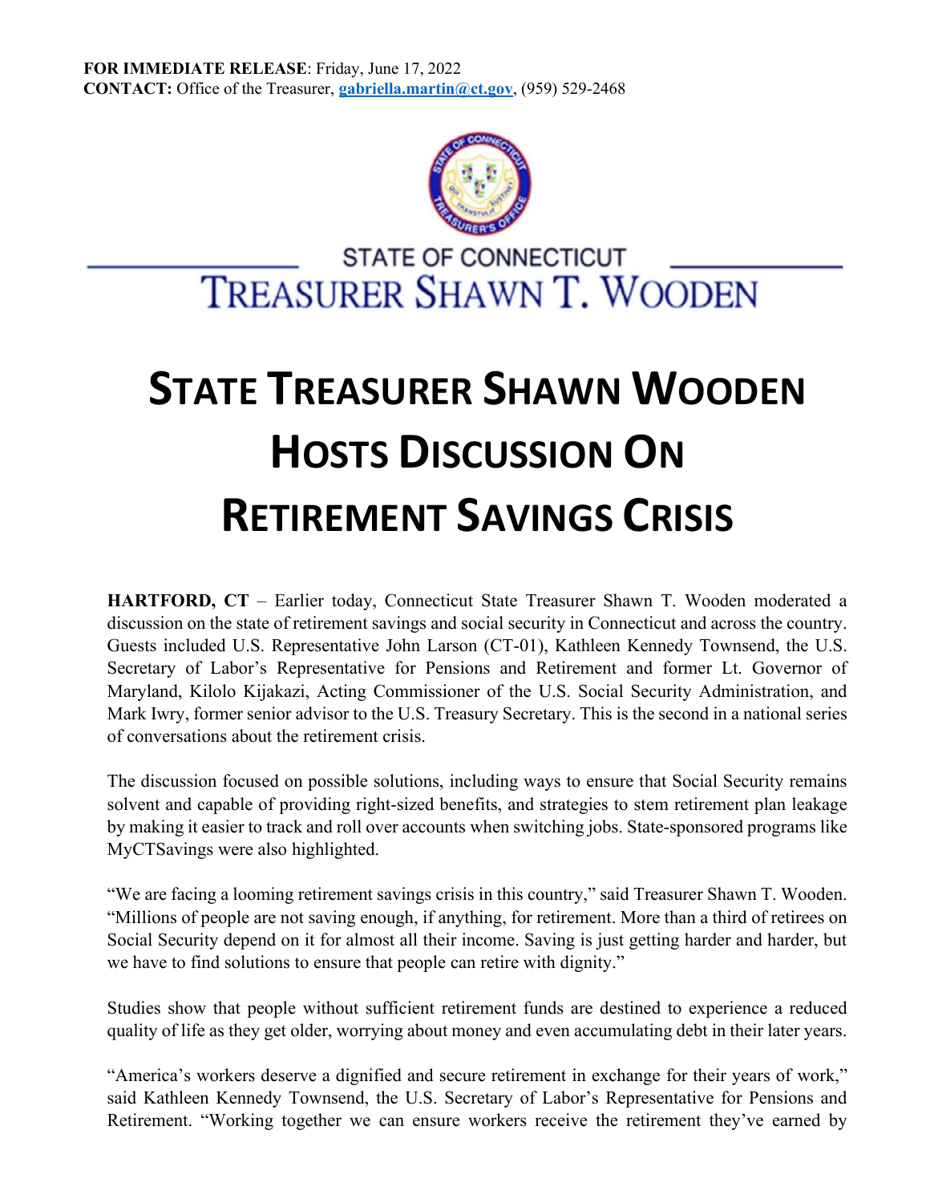**FOR IMMEDIATE RELEASE**: Friday, June 17, 2022
**CONTACT:** Office of the Treasurer, **gabriella.martin@ct.gov**, (959) 529-2468

STATE OF CONNECTICUT
TREASURER SHAWN T. WOODEN

# STATE TREASURER SHAWN WOODEN HOSTS DISCUSSION ON RETIREMENT SAVINGS CRISIS

**HARTFORD, CT** – Earlier today, Connecticut State Treasurer Shawn T. Wooden moderated a discussion on the state of retirement savings and social security in Connecticut and across the country. Guests included U.S. Representative John Larson (CT-01), Kathleen Kennedy Townsend, the U.S. Secretary of Labor's Representative for Pensions and Retirement and former Lt. Governor of Maryland, Kilolo Kijakazi, Acting Commissioner of the U.S. Social Security Administration, and Mark Iwry, former senior advisor to the U.S. Treasury Secretary. This is the second in a national series of conversations about the retirement crisis.

The discussion focused on possible solutions, including ways to ensure that Social Security remains solvent and capable of providing right-sized benefits, and strategies to stem retirement plan leakage by making it easier to track and roll over accounts when switching jobs. State-sponsored programs like MyCTSavings were also highlighted.

"We are facing a looming retirement savings crisis in this country," said Treasurer Shawn T. Wooden. "Millions of people are not saving enough, if anything, for retirement. More than a third of retirees on Social Security depend on it for almost all their income. Saving is just getting harder and harder, but we have to find solutions to ensure that people can retire with dignity."

Studies show that people without sufficient retirement funds are destined to experience a reduced quality of life as they get older, worrying about money and even accumulating debt in their later years.

"America's workers deserve a dignified and secure retirement in exchange for their years of work," said Kathleen Kennedy Townsend, the U.S. Secretary of Labor's Representative for Pensions and Retirement. "Working together we can ensure workers receive the retirement they've earned by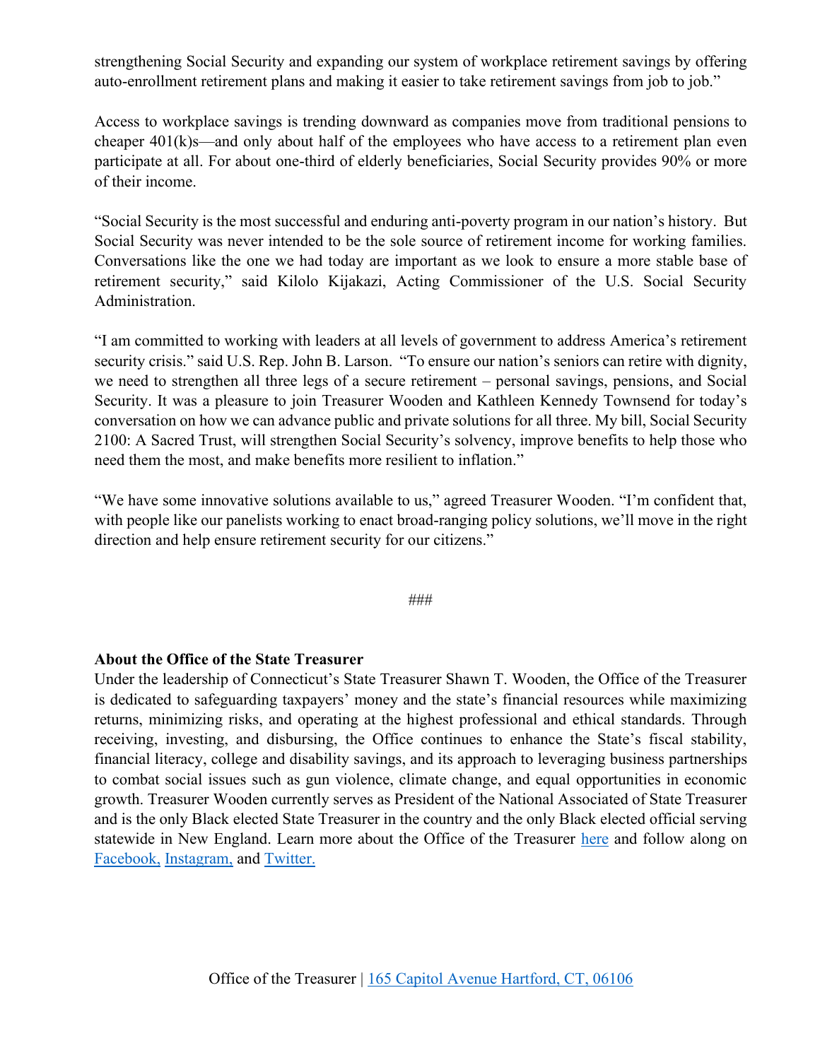strengthening Social Security and expanding our system of workplace retirement savings by offering auto-enrollment retirement plans and making it easier to take retirement savings from job to job."

Access to workplace savings is trending downward as companies move from traditional pensions to cheaper 401(k)s—and only about half of the employees who have access to a retirement plan even participate at all. For about one-third of elderly beneficiaries, Social Security provides 90% or more of their income.

"Social Security is the most successful and enduring anti-poverty program in our nation's history. But Social Security was never intended to be the sole source of retirement income for working families. Conversations like the one we had today are important as we look to ensure a more stable base of retirement security," said Kilolo Kijakazi, Acting Commissioner of the U.S. Social Security Administration.

"I am committed to working with leaders at all levels of government to address America's retirement security crisis." said U.S. Rep. John B. Larson. "To ensure our nation's seniors can retire with dignity, we need to strengthen all three legs of a secure retirement – personal savings, pensions, and Social Security. It was a pleasure to join Treasurer Wooden and Kathleen Kennedy Townsend for today's conversation on how we can advance public and private solutions for all three. My bill, Social Security 2100: A Sacred Trust, will strengthen Social Security's solvency, improve benefits to help those who need them the most, and make benefits more resilient to inflation."

"We have some innovative solutions available to us," agreed Treasurer Wooden. "I'm confident that, with people like our panelists working to enact broad-ranging policy solutions, we'll move in the right direction and help ensure retirement security for our citizens."

###

**About the Office of the State Treasurer**

Under the leadership of Connecticut's State Treasurer Shawn T. Wooden, the Office of the Treasurer is dedicated to safeguarding taxpayers' money and the state's financial resources while maximizing returns, minimizing risks, and operating at the highest professional and ethical standards. Through receiving, investing, and disbursing, the Office continues to enhance the State's fiscal stability, financial literacy, college and disability savings, and its approach to leveraging business partnerships to combat social issues such as gun violence, climate change, and equal opportunities in economic growth. Treasurer Wooden currently serves as President of the National Associated of State Treasurer and is the only Black elected State Treasurer in the country and the only Black elected official serving statewide in New England. Learn more about the Office of the Treasurer here and follow along on Facebook, Instagram, and Twitter.

Office of the Treasurer | 165 Capitol Avenue Hartford, CT, 06106